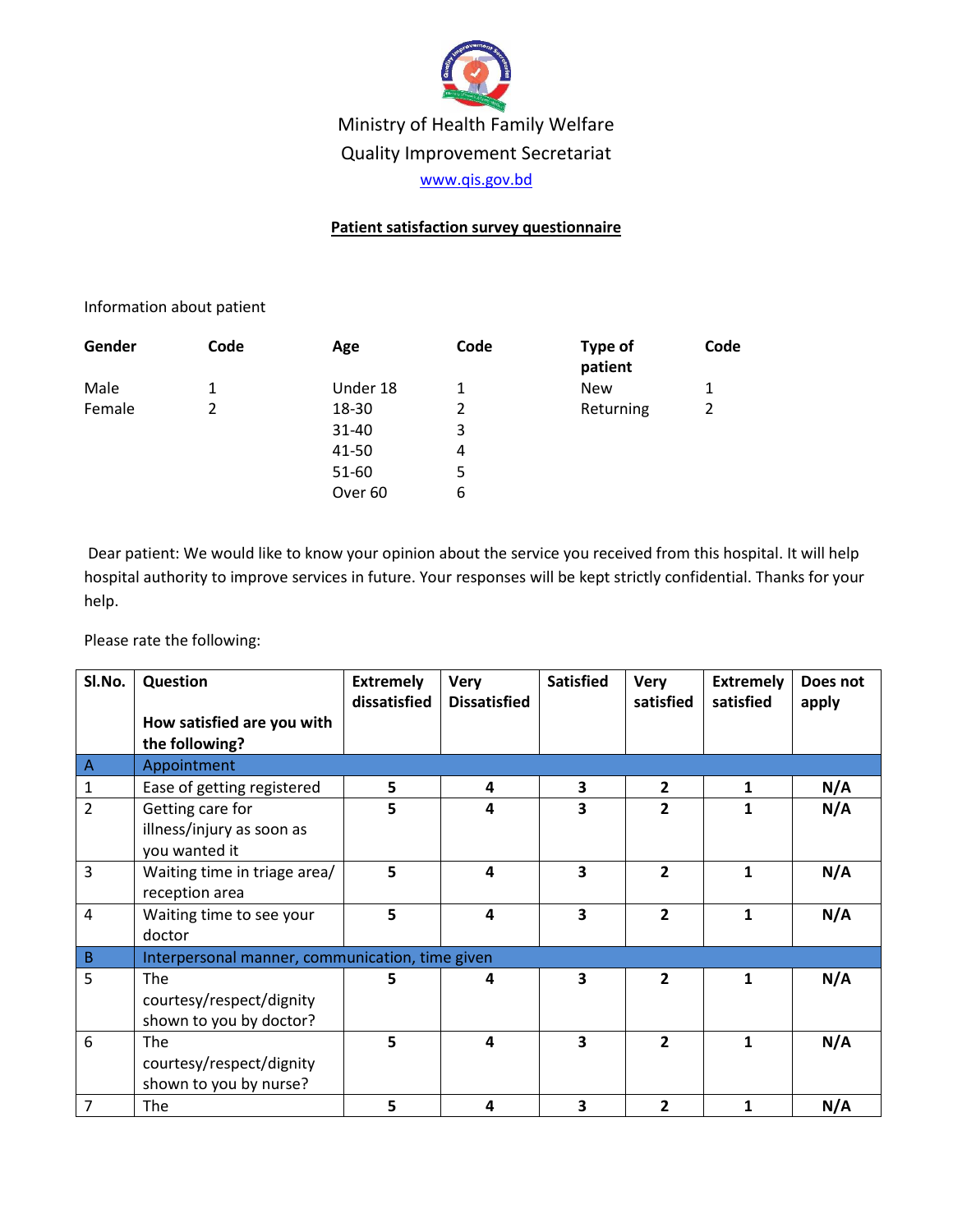Ministry of Health Family Welfare

Quality Improvement Secretariat

www.qis.gov.bd

**Patient satisfaction survey questionnaire**

Information about patient

| **Gender** | **Code** | **Age** | **Code** | **Type of patient** | **Code** |
|---|---|---|---|---|---|
| Male | 1 | Under 18 | 1 | New | 1 |
| Female | 2 | 18-30 | 2 | Returning | 2 |
| | | 31-40 | 3 | | |
| | | 41-50 | 4 | | |
| | | 51-60 | 5 | | |
| | | Over 60 | 6 | | |

Dear patient: We would like to know your opinion about the service you received from this hospital. It will help hospital authority to improve services in future. Your responses will be kept strictly confidential. Thanks for your help.

Please rate the following:

| **Sl.No.** | **Question**<br><br>**How satisfied are you with the following?** | **Extremely dissatisfied** | **Very Dissatisfied** | **Satisfied** | **Very satisfied** | **Extremely satisfied** | **Does not apply** |
|---|---|---|---|---|---|---|---|
| A | Appointment | | | | | | |
| 1 | Ease of getting registered | **5** | **4** | **3** | **2** | **1** | **N/A** |
| 2 | Getting care for illness/injury as soon as you wanted it | **5** | **4** | **3** | **2** | **1** | **N/A** |
| 3 | Waiting time in triage area/ reception area | **5** | **4** | **3** | **2** | **1** | **N/A** |
| 4 | Waiting time to see your doctor | **5** | **4** | **3** | **2** | **1** | **N/A** |
| B | Interpersonal manner, communication, time given | | | | | | |
| 5 | The courtesy/respect/dignity shown to you by doctor? | **5** | **4** | **3** | **2** | **1** | **N/A** |
| 6 | The courtesy/respect/dignity shown to you by nurse? | **5** | **4** | **3** | **2** | **1** | **N/A** |
| 7 | The | **5** | **4** | **3** | **2** | **1** | **N/A** |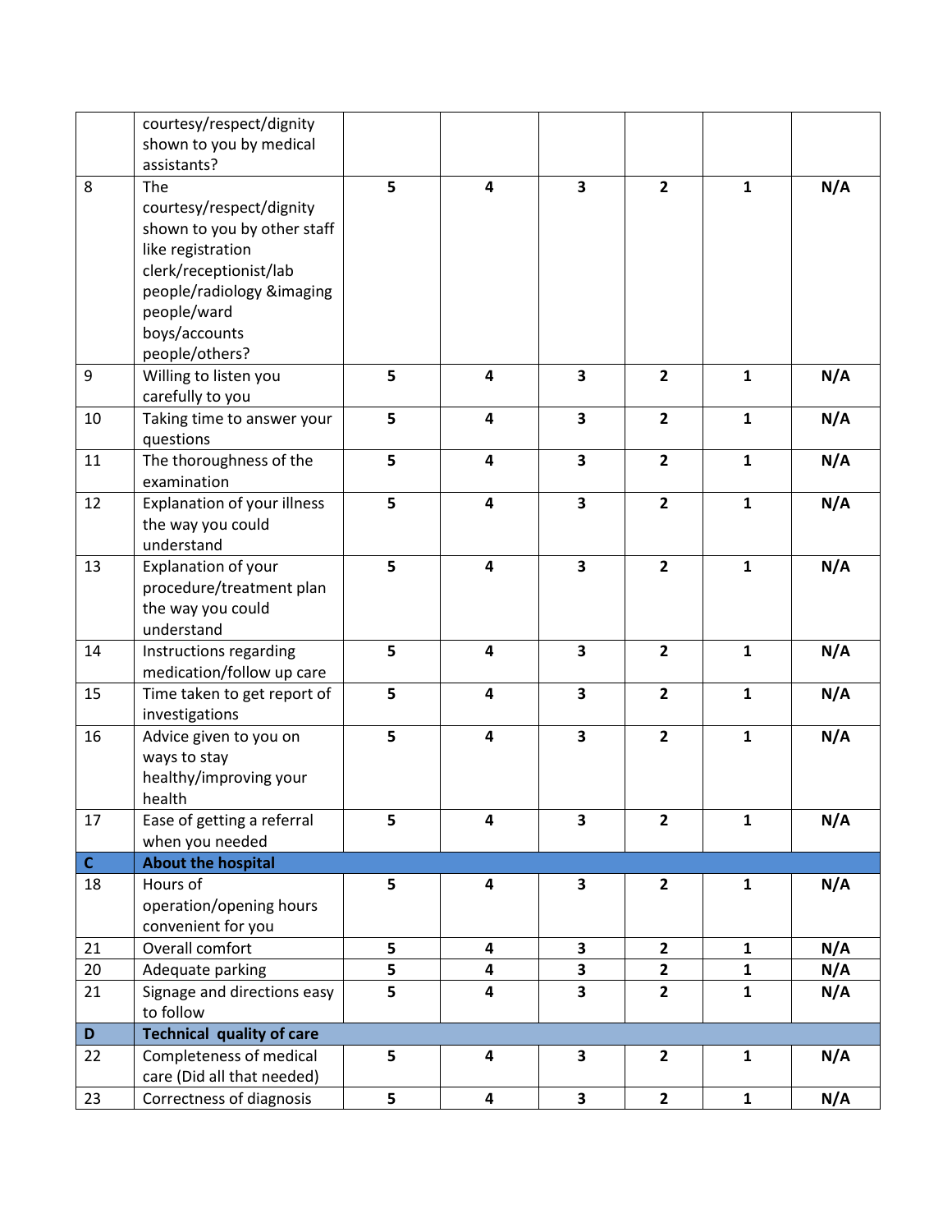|  |  |  |  |  |  |  |  |
|---|---|---|---|---|---|---|---|
|  | courtesy/respect/dignity shown to you by medical assistants? |  |  |  |  |  |  |
| 8 | The courtesy/respect/dignity shown to you by other staff like registration clerk/receptionist/lab people/radiology &imaging people/ward boys/accounts people/others? | **5** | **4** | **3** | **2** | **1** | **N/A** |
| 9 | Willing to listen you carefully to you | **5** | **4** | **3** | **2** | **1** | **N/A** |
| 10 | Taking time to answer your questions | **5** | **4** | **3** | **2** | **1** | **N/A** |
| 11 | The thoroughness of the examination | **5** | **4** | **3** | **2** | **1** | **N/A** |
| 12 | Explanation of your illness the way you could understand | **5** | **4** | **3** | **2** | **1** | **N/A** |
| 13 | Explanation of your procedure/treatment plan the way you could understand | **5** | **4** | **3** | **2** | **1** | **N/A** |
| 14 | Instructions regarding medication/follow up care | **5** | **4** | **3** | **2** | **1** | **N/A** |
| 15 | Time taken to get report of investigations | **5** | **4** | **3** | **2** | **1** | **N/A** |
| 16 | Advice given to you on ways to stay healthy/improving your health | **5** | **4** | **3** | **2** | **1** | **N/A** |
| 17 | Ease of getting a referral when you needed | **5** | **4** | **3** | **2** | **1** | **N/A** |
| **C** | **About the hospital** |  |  |  |  |  |  |
| 18 | Hours of operation/opening hours convenient for you | **5** | **4** | **3** | **2** | **1** | **N/A** |
| 21 | Overall comfort | **5** | **4** | **3** | **2** | **1** | **N/A** |
| 20 | Adequate parking | **5** | **4** | **3** | **2** | **1** | **N/A** |
| 21 | Signage and directions easy to follow | **5** | **4** | **3** | **2** | **1** | **N/A** |
| **D** | **Technical quality of care** |  |  |  |  |  |  |
| 22 | Completeness of medical care (Did all that needed) | **5** | **4** | **3** | **2** | **1** | **N/A** |
| 23 | Correctness of diagnosis | **5** | **4** | **3** | **2** | **1** | **N/A** |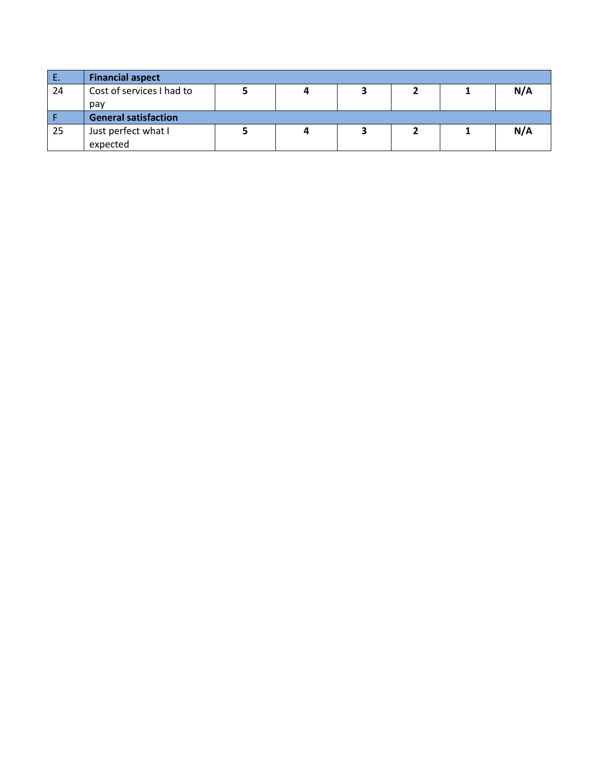| | | | | | | | |
|---|---|---|---|---|---|---|---|
| E. | **Financial aspect** | | | | | | |
| 24 | Cost of services I had to pay | **5** | **4** | **3** | **2** | **1** | **N/A** |
| F | **General satisfaction** | | | | | | |
| 25 | Just perfect what I expected | **5** | **4** | **3** | **2** | **1** | **N/A** |